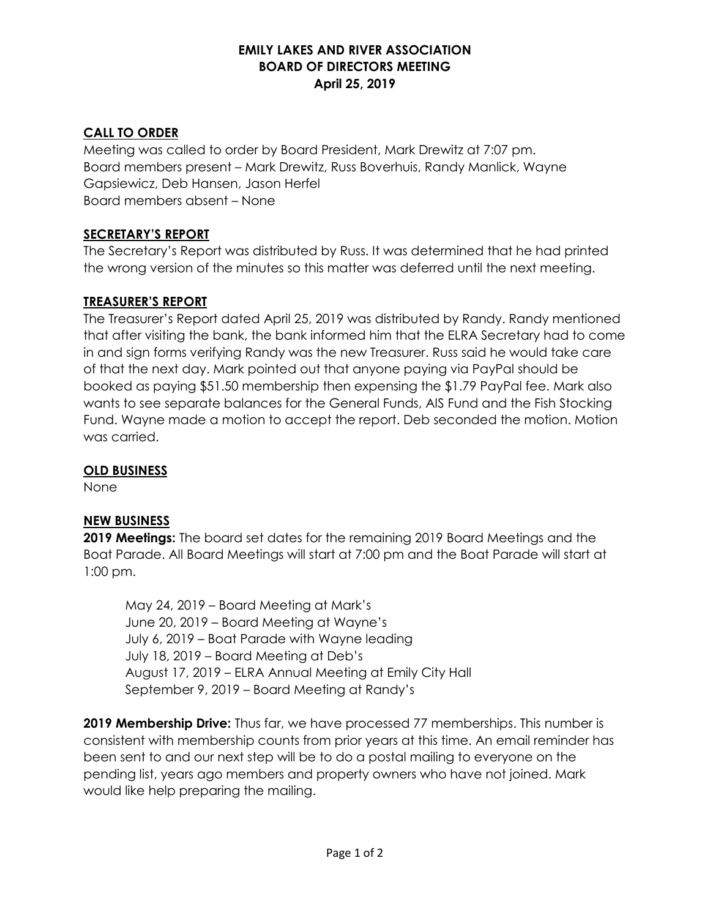**EMILY LAKES AND RIVER ASSOCIATION**
**BOARD OF DIRECTORS MEETING**
**April 25, 2019**

## CALL TO ORDER

Meeting was called to order by Board President, Mark Drewitz at 7:07 pm.
Board members present – Mark Drewitz, Russ Boverhuis, Randy Manlick, Wayne Gapsiewicz, Deb Hansen, Jason Herfel
Board members absent – None

## SECRETARY'S REPORT

The Secretary's Report was distributed by Russ. It was determined that he had printed the wrong version of the minutes so this matter was deferred until the next meeting.

## TREASURER'S REPORT

The Treasurer's Report dated April 25, 2019 was distributed by Randy. Randy mentioned that after visiting the bank, the bank informed him that the ELRA Secretary had to come in and sign forms verifying Randy was the new Treasurer. Russ said he would take care of that the next day. Mark pointed out that anyone paying via PayPal should be booked as paying $51.50 membership then expensing the $1.79 PayPal fee. Mark also wants to see separate balances for the General Funds, AIS Fund and the Fish Stocking Fund. Wayne made a motion to accept the report. Deb seconded the motion. Motion was carried.

## OLD BUSINESS

None

## NEW BUSINESS

**2019 Meetings:** The board set dates for the remaining 2019 Board Meetings and the Boat Parade. All Board Meetings will start at 7:00 pm and the Boat Parade will start at 1:00 pm.

May 24, 2019 – Board Meeting at Mark's
June 20, 2019 – Board Meeting at Wayne's
July 6, 2019 – Boat Parade with Wayne leading
July 18, 2019 – Board Meeting at Deb's
August 17, 2019 – ELRA Annual Meeting at Emily City Hall
September 9, 2019 – Board Meeting at Randy's

**2019 Membership Drive:** Thus far, we have processed 77 memberships. This number is consistent with membership counts from prior years at this time. An email reminder has been sent to and our next step will be to do a postal mailing to everyone on the pending list, years ago members and property owners who have not joined. Mark would like help preparing the mailing.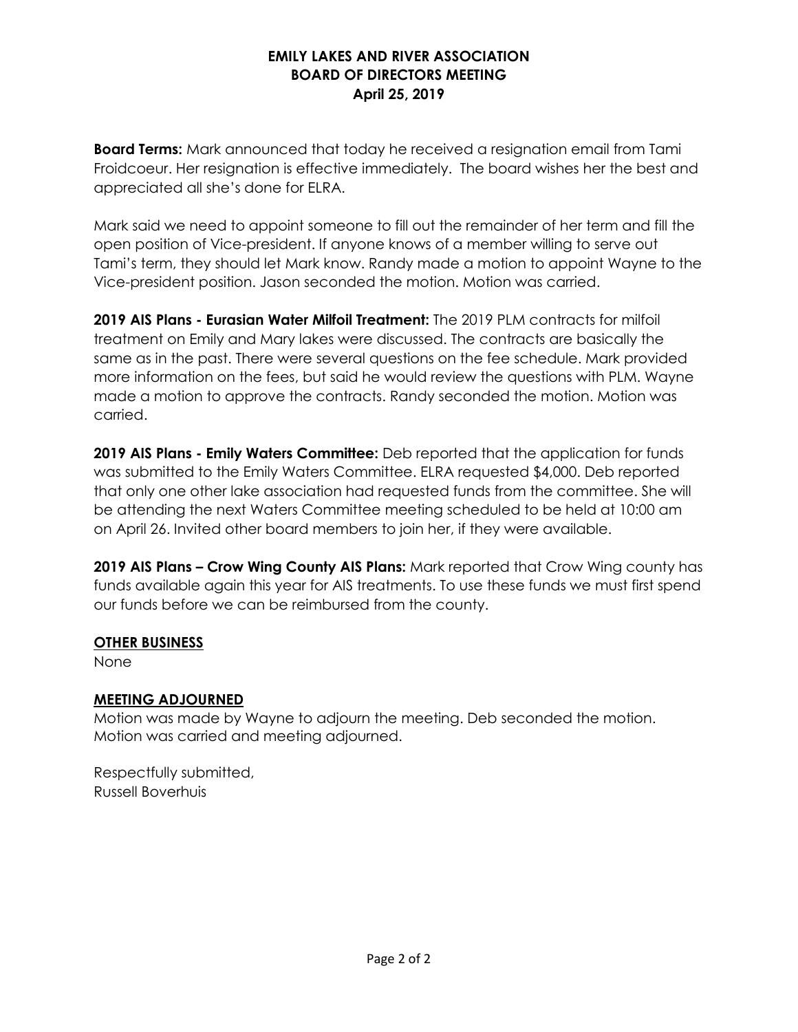**EMILY LAKES AND RIVER ASSOCIATION**
**BOARD OF DIRECTORS MEETING**
**April 25, 2019**

**Board Terms:** Mark announced that today he received a resignation email from Tami Froidcoeur. Her resignation is effective immediately. The board wishes her the best and appreciated all she's done for ELRA.

Mark said we need to appoint someone to fill out the remainder of her term and fill the open position of Vice-president. If anyone knows of a member willing to serve out Tami's term, they should let Mark know. Randy made a motion to appoint Wayne to the Vice-president position. Jason seconded the motion. Motion was carried.

**2019 AIS Plans - Eurasian Water Milfoil Treatment:** The 2019 PLM contracts for milfoil treatment on Emily and Mary lakes were discussed. The contracts are basically the same as in the past. There were several questions on the fee schedule. Mark provided more information on the fees, but said he would review the questions with PLM. Wayne made a motion to approve the contracts. Randy seconded the motion. Motion was carried.

**2019 AIS Plans - Emily Waters Committee:** Deb reported that the application for funds was submitted to the Emily Waters Committee. ELRA requested $4,000. Deb reported that only one other lake association had requested funds from the committee. She will be attending the next Waters Committee meeting scheduled to be held at 10:00 am on April 26. Invited other board members to join her, if they were available.

**2019 AIS Plans – Crow Wing County AIS Plans:** Mark reported that Crow Wing county has funds available again this year for AIS treatments. To use these funds we must first spend our funds before we can be reimbursed from the county.

**OTHER BUSINESS**

None

**MEETING ADJOURNED**

Motion was made by Wayne to adjourn the meeting. Deb seconded the motion. Motion was carried and meeting adjourned.

Respectfully submitted,
Russell Boverhuis